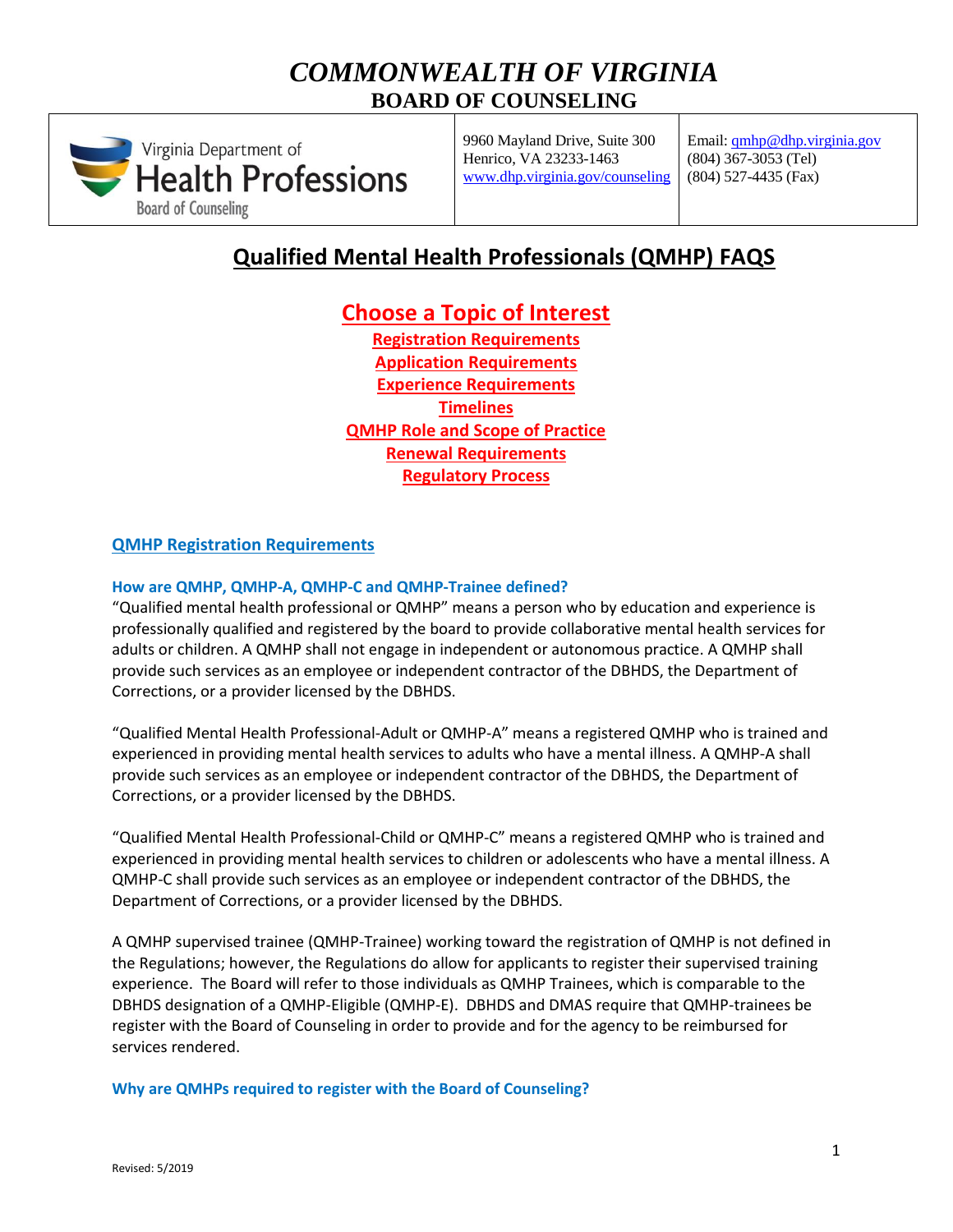# *COMMONWEALTH OF VIRGINIA*
## BOARD OF COUNSELING

| Virginia Department of Health Professions Board of Counseling | 9960 Mayland Drive, Suite 300 Henrico, VA 23233-1463 www.dhp.virginia.gov/counseling | Email: qmhp@dhp.virginia.gov (804) 367-3053 (Tel) (804) 527-4435 (Fax) |
|---|---|---|

# Qualified Mental Health Professionals (QMHP) FAQS

## Choose a Topic of Interest

- Registration Requirements
- Application Requirements
- Experience Requirements
- Timelines
- QMHP Role and Scope of Practice
- Renewal Requirements
- Regulatory Process

## QMHP Registration Requirements

### How are QMHP, QMHP-A, QMHP-C and QMHP-Trainee defined?

"Qualified mental health professional or QMHP" means a person who by education and experience is professionally qualified and registered by the board to provide collaborative mental health services for adults or children. A QMHP shall not engage in independent or autonomous practice. A QMHP shall provide such services as an employee or independent contractor of the DBHDS, the Department of Corrections, or a provider licensed by the DBHDS.

"Qualified Mental Health Professional-Adult or QMHP-A" means a registered QMHP who is trained and experienced in providing mental health services to adults who have a mental illness. A QMHP-A shall provide such services as an employee or independent contractor of the DBHDS, the Department of Corrections, or a provider licensed by the DBHDS.

"Qualified Mental Health Professional-Child or QMHP-C" means a registered QMHP who is trained and experienced in providing mental health services to children or adolescents who have a mental illness. A QMHP-C shall provide such services as an employee or independent contractor of the DBHDS, the Department of Corrections, or a provider licensed by the DBHDS.

A QMHP supervised trainee (QMHP-Trainee) working toward the registration of QMHP is not defined in the Regulations; however, the Regulations do allow for applicants to register their supervised training experience. The Board will refer to those individuals as QMHP Trainees, which is comparable to the DBHDS designation of a QMHP-Eligible (QMHP-E). DBHDS and DMAS require that QMHP-trainees be register with the Board of Counseling in order to provide and for the agency to be reimbursed for services rendered.

### Why are QMHPs required to register with the Board of Counseling?

Revised: 5/2019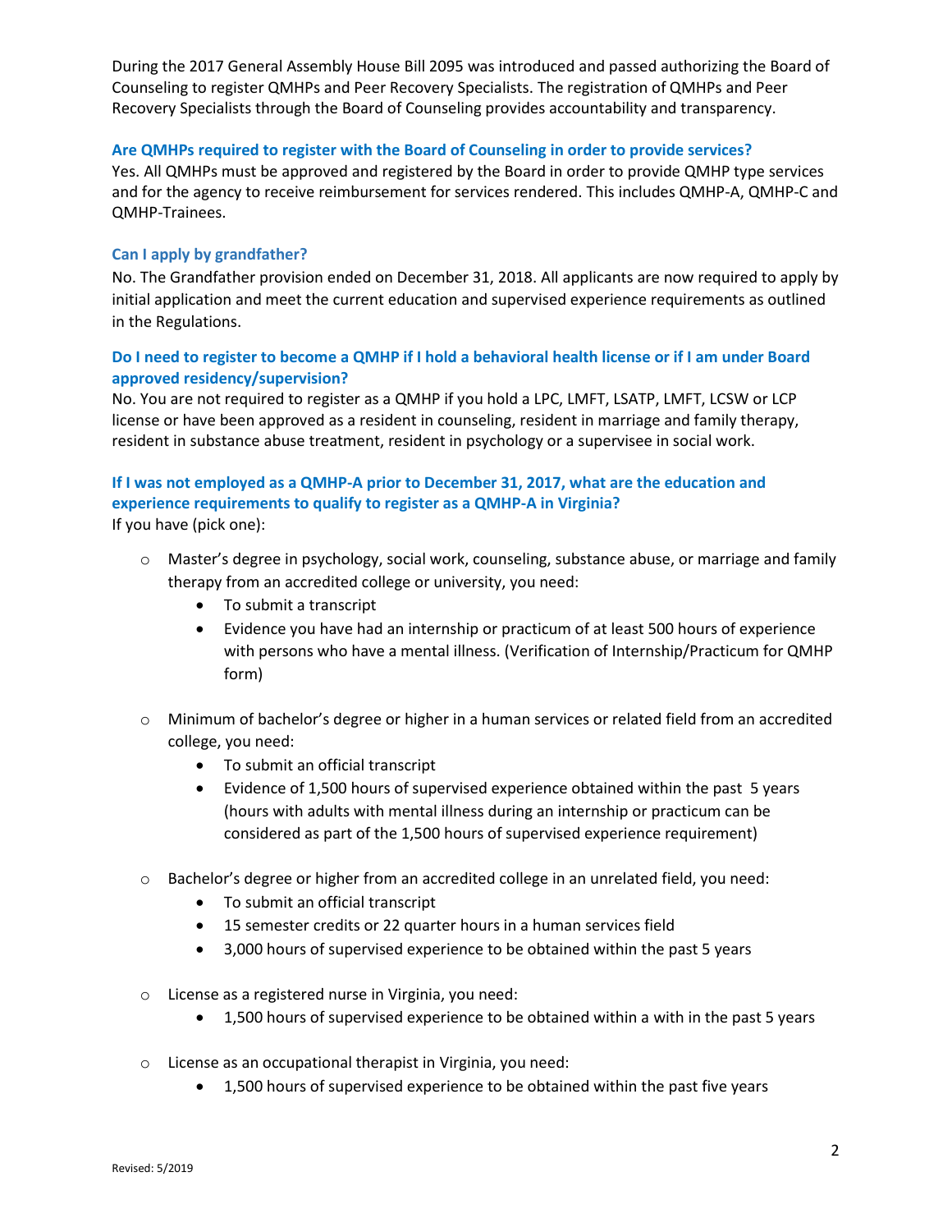During the 2017 General Assembly House Bill 2095 was introduced and passed authorizing the Board of Counseling to register QMHPs and Peer Recovery Specialists. The registration of QMHPs and Peer Recovery Specialists through the Board of Counseling provides accountability and transparency.

### Are QMHPs required to register with the Board of Counseling in order to provide services?

Yes. All QMHPs must be approved and registered by the Board in order to provide QMHP type services and for the agency to receive reimbursement for services rendered. This includes QMHP-A, QMHP-C and QMHP-Trainees.

### Can I apply by grandfather?

No. The Grandfather provision ended on December 31, 2018. All applicants are now required to apply by initial application and meet the current education and supervised experience requirements as outlined in the Regulations.

### Do I need to register to become a QMHP if I hold a behavioral health license or if I am under Board approved residency/supervision?

No. You are not required to register as a QMHP if you hold a LPC, LMFT, LSATP, LMFT, LCSW or LCP license or have been approved as a resident in counseling, resident in marriage and family therapy, resident in substance abuse treatment, resident in psychology or a supervisee in social work.

### If I was not employed as a QMHP-A prior to December 31, 2017, what are the education and experience requirements to qualify to register as a QMHP-A in Virginia?

If you have (pick one):

- Master's degree in psychology, social work, counseling, substance abuse, or marriage and family therapy from an accredited college or university, you need:
  - To submit a transcript
  - Evidence you have had an internship or practicum of at least 500 hours of experience with persons who have a mental illness. (Verification of Internship/Practicum for QMHP form)

- Minimum of bachelor's degree or higher in a human services or related field from an accredited college, you need:
  - To submit an official transcript
  - Evidence of 1,500 hours of supervised experience obtained within the past 5 years (hours with adults with mental illness during an internship or practicum can be considered as part of the 1,500 hours of supervised experience requirement)

- Bachelor's degree or higher from an accredited college in an unrelated field, you need:
  - To submit an official transcript
  - 15 semester credits or 22 quarter hours in a human services field
  - 3,000 hours of supervised experience to be obtained within the past 5 years

- License as a registered nurse in Virginia, you need:
  - 1,500 hours of supervised experience to be obtained within a with in the past 5 years

- License as an occupational therapist in Virginia, you need:
  - 1,500 hours of supervised experience to be obtained within the past five years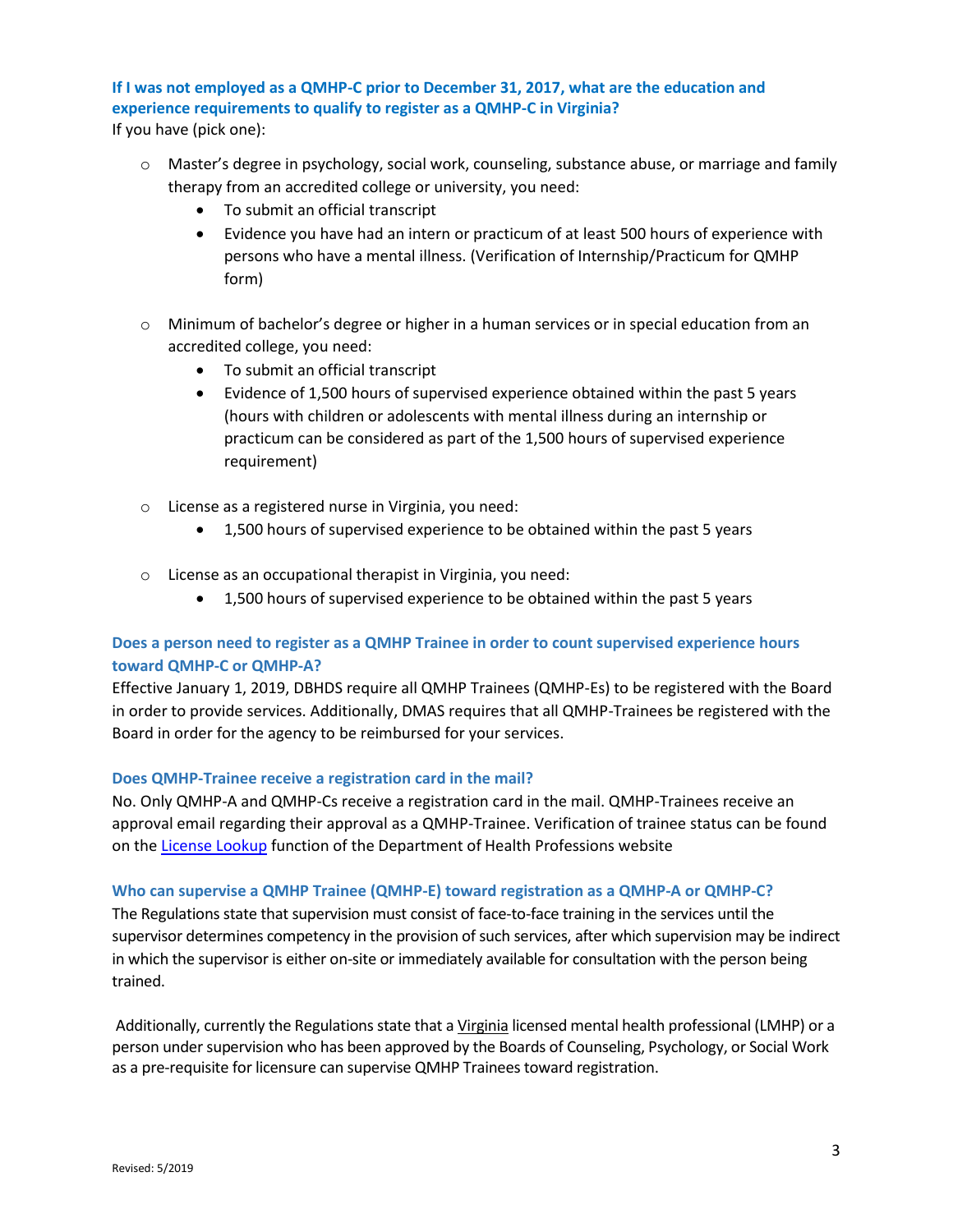### If I was not employed as a QMHP-C prior to December 31, 2017, what are the education and experience requirements to qualify to register as a QMHP-C in Virginia?

If you have (pick one):

- Master's degree in psychology, social work, counseling, substance abuse, or marriage and family therapy from an accredited college or university, you need:
  - To submit an official transcript
  - Evidence you have had an intern or practicum of at least 500 hours of experience with persons who have a mental illness. (Verification of Internship/Practicum for QMHP form)

- Minimum of bachelor's degree or higher in a human services or in special education from an accredited college, you need:
  - To submit an official transcript
  - Evidence of 1,500 hours of supervised experience obtained within the past 5 years (hours with children or adolescents with mental illness during an internship or practicum can be considered as part of the 1,500 hours of supervised experience requirement)

- License as a registered nurse in Virginia, you need:
  - 1,500 hours of supervised experience to be obtained within the past 5 years

- License as an occupational therapist in Virginia, you need:
  - 1,500 hours of supervised experience to be obtained within the past 5 years

### Does a person need to register as a QMHP Trainee in order to count supervised experience hours toward QMHP-C or QMHP-A?

Effective January 1, 2019, DBHDS require all QMHP Trainees (QMHP-Es) to be registered with the Board in order to provide services. Additionally, DMAS requires that all QMHP-Trainees be registered with the Board in order for the agency to be reimbursed for your services.

### Does QMHP-Trainee receive a registration card in the mail?

No. Only QMHP-A and QMHP-Cs receive a registration card in the mail. QMHP-Trainees receive an approval email regarding their approval as a QMHP-Trainee. Verification of trainee status can be found on the License Lookup function of the Department of Health Professions website

### Who can supervise a QMHP Trainee (QMHP-E) toward registration as a QMHP-A or QMHP-C?

The Regulations state that supervision must consist of face-to-face training in the services until the supervisor determines competency in the provision of such services, after which supervision may be indirect in which the supervisor is either on-site or immediately available for consultation with the person being trained.

Additionally, currently the Regulations state that a Virginia licensed mental health professional (LMHP) or a person under supervision who has been approved by the Boards of Counseling, Psychology, or Social Work as a pre-requisite for licensure can supervise QMHP Trainees toward registration.

Revised: 5/2019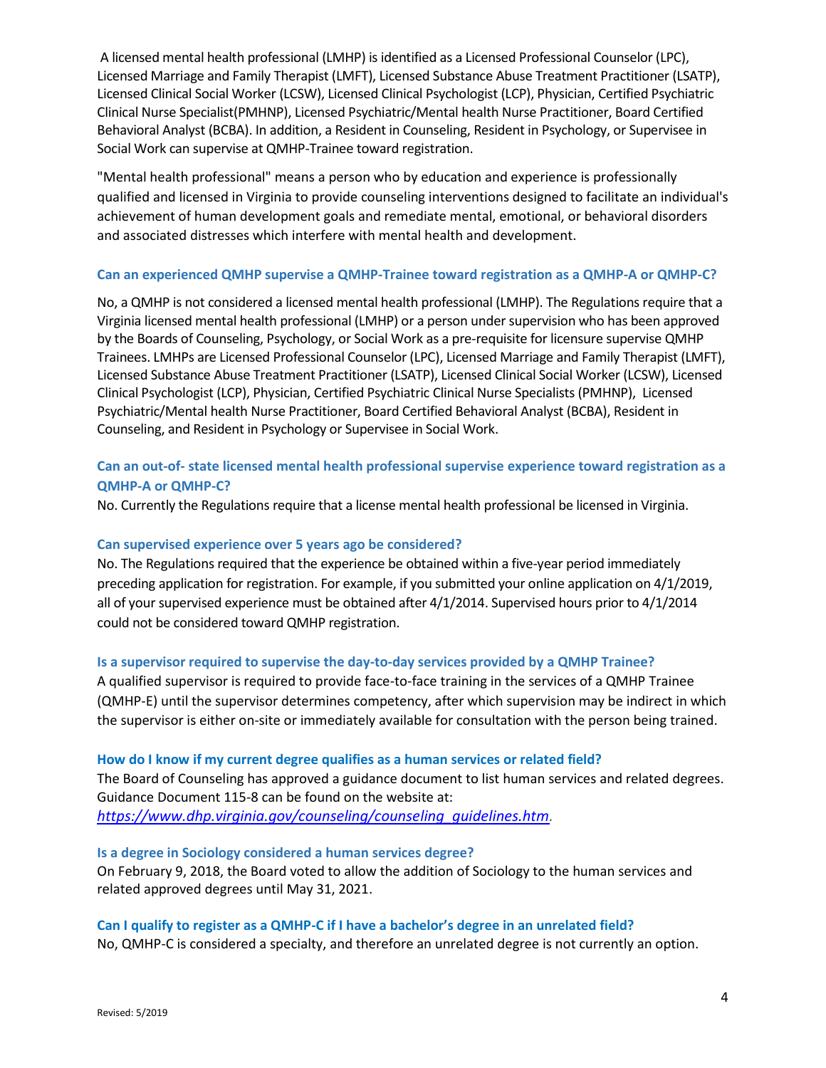A licensed mental health professional (LMHP) is identified as a Licensed Professional Counselor (LPC), Licensed Marriage and Family Therapist (LMFT), Licensed Substance Abuse Treatment Practitioner (LSATP), Licensed Clinical Social Worker (LCSW), Licensed Clinical Psychologist (LCP), Physician, Certified Psychiatric Clinical Nurse Specialist(PMHNP), Licensed Psychiatric/Mental health Nurse Practitioner, Board Certified Behavioral Analyst (BCBA). In addition, a Resident in Counseling, Resident in Psychology, or Supervisee in Social Work can supervise at QMHP-Trainee toward registration.

"Mental health professional" means a person who by education and experience is professionally qualified and licensed in Virginia to provide counseling interventions designed to facilitate an individual's achievement of human development goals and remediate mental, emotional, or behavioral disorders and associated distresses which interfere with mental health and development.

### Can an experienced QMHP supervise a QMHP-Trainee toward registration as a QMHP-A or QMHP-C?

No, a QMHP is not considered a licensed mental health professional (LMHP). The Regulations require that a Virginia licensed mental health professional (LMHP) or a person under supervision who has been approved by the Boards of Counseling, Psychology, or Social Work as a pre-requisite for licensure supervise QMHP Trainees. LMHPs are Licensed Professional Counselor (LPC), Licensed Marriage and Family Therapist (LMFT), Licensed Substance Abuse Treatment Practitioner (LSATP), Licensed Clinical Social Worker (LCSW), Licensed Clinical Psychologist (LCP), Physician, Certified Psychiatric Clinical Nurse Specialists (PMHNP), Licensed Psychiatric/Mental health Nurse Practitioner, Board Certified Behavioral Analyst (BCBA), Resident in Counseling, and Resident in Psychology or Supervisee in Social Work.

### Can an out-of- state licensed mental health professional supervise experience toward registration as a QMHP-A or QMHP-C?

No. Currently the Regulations require that a license mental health professional be licensed in Virginia.

### Can supervised experience over 5 years ago be considered?

No. The Regulations required that the experience be obtained within a five-year period immediately preceding application for registration. For example, if you submitted your online application on 4/1/2019, all of your supervised experience must be obtained after 4/1/2014. Supervised hours prior to 4/1/2014 could not be considered toward QMHP registration.

### Is a supervisor required to supervise the day-to-day services provided by a QMHP Trainee?

A qualified supervisor is required to provide face-to-face training in the services of a QMHP Trainee (QMHP-E) until the supervisor determines competency, after which supervision may be indirect in which the supervisor is either on-site or immediately available for consultation with the person being trained.

### How do I know if my current degree qualifies as a human services or related field?

The Board of Counseling has approved a guidance document to list human services and related degrees. Guidance Document 115-8 can be found on the website at: *https://www.dhp.virginia.gov/counseling/counseling_guidelines.htm*.

### Is a degree in Sociology considered a human services degree?

On February 9, 2018, the Board voted to allow the addition of Sociology to the human services and related approved degrees until May 31, 2021.

### Can I qualify to register as a QMHP-C if I have a bachelor's degree in an unrelated field?

No, QMHP-C is considered a specialty, and therefore an unrelated degree is not currently an option.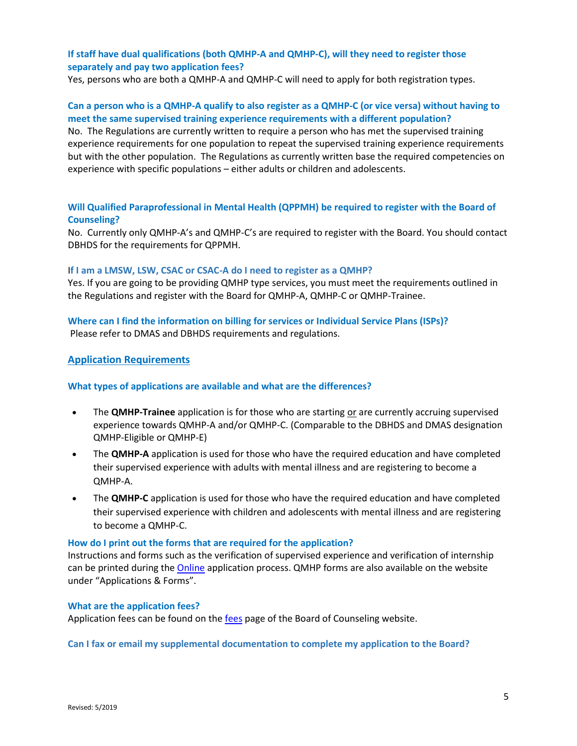**If staff have dual qualifications (both QMHP-A and QMHP-C), will they need to register those separately and pay two application fees?**

Yes, persons who are both a QMHP-A and QMHP-C will need to apply for both registration types.

**Can a person who is a QMHP-A qualify to also register as a QMHP-C (or vice versa) without having to meet the same supervised training experience requirements with a different population?**

No. The Regulations are currently written to require a person who has met the supervised training experience requirements for one population to repeat the supervised training experience requirements but with the other population. The Regulations as currently written base the required competencies on experience with specific populations – either adults or children and adolescents.

**Will Qualified Paraprofessional in Mental Health (QPPMH) be required to register with the Board of Counseling?**

No. Currently only QMHP-A's and QMHP-C's are required to register with the Board. You should contact DBHDS for the requirements for QPPMH.

**If I am a LMSW, LSW, CSAC or CSAC-A do I need to register as a QMHP?**

Yes. If you are going to be providing QMHP type services, you must meet the requirements outlined in the Regulations and register with the Board for QMHP-A, QMHP-C or QMHP-Trainee.

**Where can I find the information on billing for services or Individual Service Plans (ISPs)?**

Please refer to DMAS and DBHDS requirements and regulations.

## Application Requirements

**What types of applications are available and what are the differences?**

- The **QMHP-Trainee** application is for those who are starting or are currently accruing supervised experience towards QMHP-A and/or QMHP-C. (Comparable to the DBHDS and DMAS designation QMHP-Eligible or QMHP-E)
- The **QMHP-A** application is used for those who have the required education and have completed their supervised experience with adults with mental illness and are registering to become a QMHP-A.
- The **QMHP-C** application is used for those who have the required education and have completed their supervised experience with children and adolescents with mental illness and are registering to become a QMHP-C.

**How do I print out the forms that are required for the application?**

Instructions and forms such as the verification of supervised experience and verification of internship can be printed during the Online application process. QMHP forms are also available on the website under "Applications & Forms".

**What are the application fees?**

Application fees can be found on the fees page of the Board of Counseling website.

**Can I fax or email my supplemental documentation to complete my application to the Board?**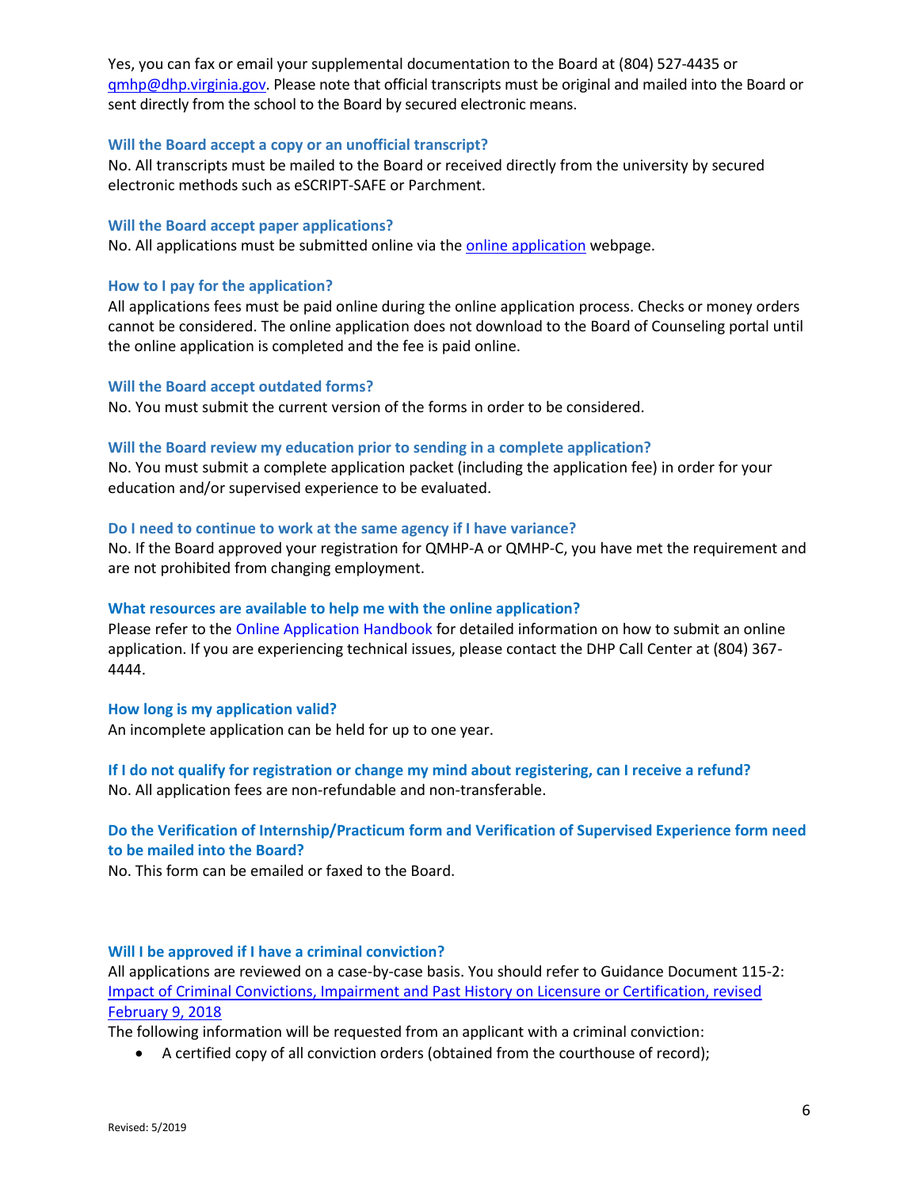Yes, you can fax or email your supplemental documentation to the Board at (804) 527-4435 or qmhp@dhp.virginia.gov. Please note that official transcripts must be original and mailed into the Board or sent directly from the school to the Board by secured electronic means.

### Will the Board accept a copy or an unofficial transcript?

No. All transcripts must be mailed to the Board or received directly from the university by secured electronic methods such as eSCRIPT-SAFE or Parchment.

### Will the Board accept paper applications?

No. All applications must be submitted online via the online application webpage.

### How to I pay for the application?

All applications fees must be paid online during the online application process. Checks or money orders cannot be considered. The online application does not download to the Board of Counseling portal until the online application is completed and the fee is paid online.

### Will the Board accept outdated forms?

No. You must submit the current version of the forms in order to be considered.

### Will the Board review my education prior to sending in a complete application?

No. You must submit a complete application packet (including the application fee) in order for your education and/or supervised experience to be evaluated.

### Do I need to continue to work at the same agency if I have variance?

No. If the Board approved your registration for QMHP-A or QMHP-C, you have met the requirement and are not prohibited from changing employment.

### What resources are available to help me with the online application?

Please refer to the Online Application Handbook for detailed information on how to submit an online application. If you are experiencing technical issues, please contact the DHP Call Center at (804) 367-4444.

### How long is my application valid?

An incomplete application can be held for up to one year.

### If I do not qualify for registration or change my mind about registering, can I receive a refund?

No. All application fees are non-refundable and non-transferable.

### Do the Verification of Internship/Practicum form and Verification of Supervised Experience form need to be mailed into the Board?

No. This form can be emailed or faxed to the Board.

### Will I be approved if I have a criminal conviction?

All applications are reviewed on a case-by-case basis. You should refer to Guidance Document 115-2: Impact of Criminal Convictions, Impairment and Past History on Licensure or Certification, revised February 9, 2018

The following information will be requested from an applicant with a criminal conviction:

- A certified copy of all conviction orders (obtained from the courthouse of record);

Revised: 5/2019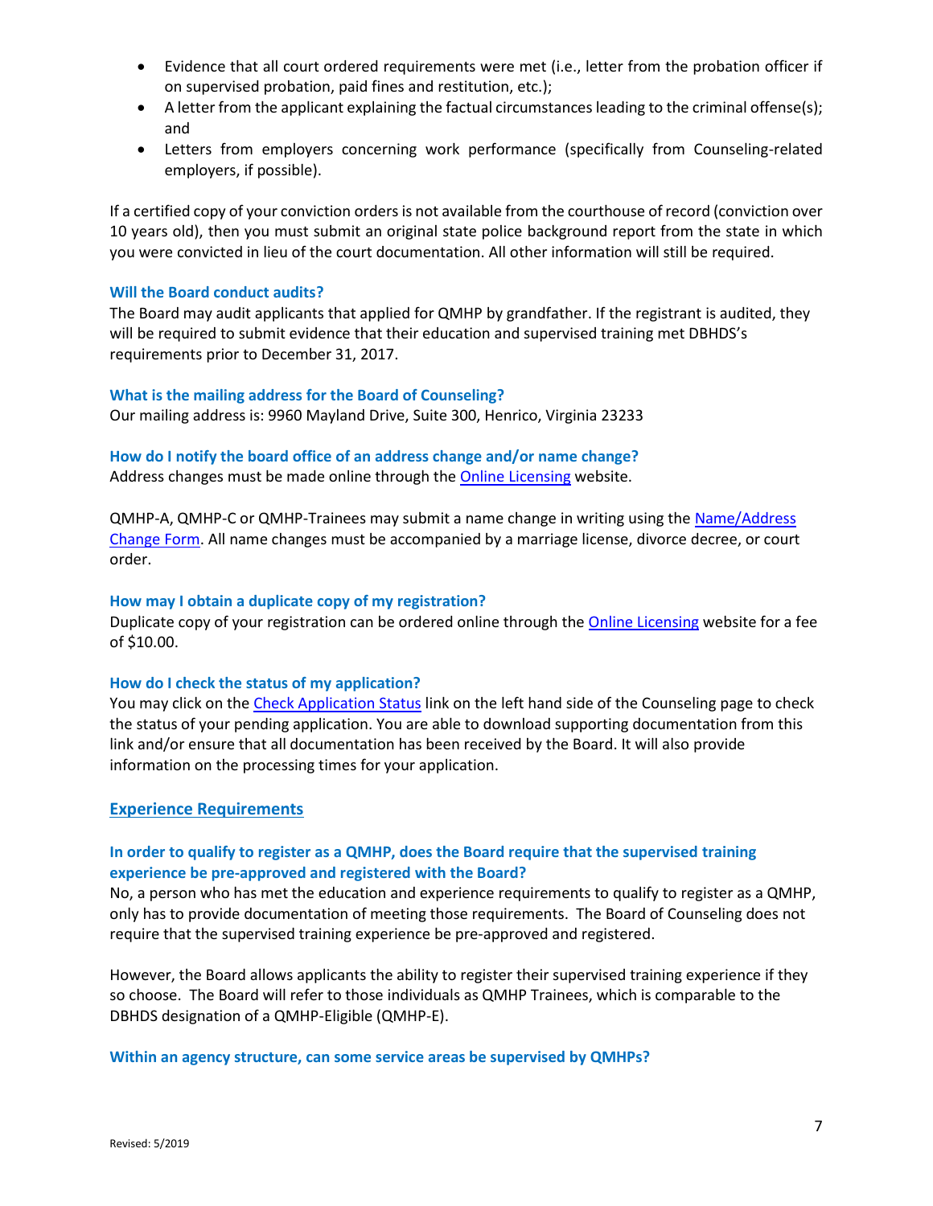- Evidence that all court ordered requirements were met (i.e., letter from the probation officer if on supervised probation, paid fines and restitution, etc.);
- A letter from the applicant explaining the factual circumstances leading to the criminal offense(s); and
- Letters from employers concerning work performance (specifically from Counseling-related employers, if possible).

If a certified copy of your conviction orders is not available from the courthouse of record (conviction over 10 years old), then you must submit an original state police background report from the state in which you were convicted in lieu of the court documentation. All other information will still be required.

### Will the Board conduct audits?

The Board may audit applicants that applied for QMHP by grandfather. If the registrant is audited, they will be required to submit evidence that their education and supervised training met DBHDS's requirements prior to December 31, 2017.

### What is the mailing address for the Board of Counseling?

Our mailing address is: 9960 Mayland Drive, Suite 300, Henrico, Virginia 23233

### How do I notify the board office of an address change and/or name change?

Address changes must be made online through the Online Licensing website.

QMHP-A, QMHP-C or QMHP-Trainees may submit a name change in writing using the Name/Address Change Form. All name changes must be accompanied by a marriage license, divorce decree, or court order.

### How may I obtain a duplicate copy of my registration?

Duplicate copy of your registration can be ordered online through the Online Licensing website for a fee of $10.00.

### How do I check the status of my application?

You may click on the Check Application Status link on the left hand side of the Counseling page to check the status of your pending application. You are able to download supporting documentation from this link and/or ensure that all documentation has been received by the Board. It will also provide information on the processing times for your application.

## Experience Requirements

### In order to qualify to register as a QMHP, does the Board require that the supervised training experience be pre-approved and registered with the Board?

No, a person who has met the education and experience requirements to qualify to register as a QMHP, only has to provide documentation of meeting those requirements. The Board of Counseling does not require that the supervised training experience be pre-approved and registered.

However, the Board allows applicants the ability to register their supervised training experience if they so choose. The Board will refer to those individuals as QMHP Trainees, which is comparable to the DBHDS designation of a QMHP-Eligible (QMHP-E).

### Within an agency structure, can some service areas be supervised by QMHPs?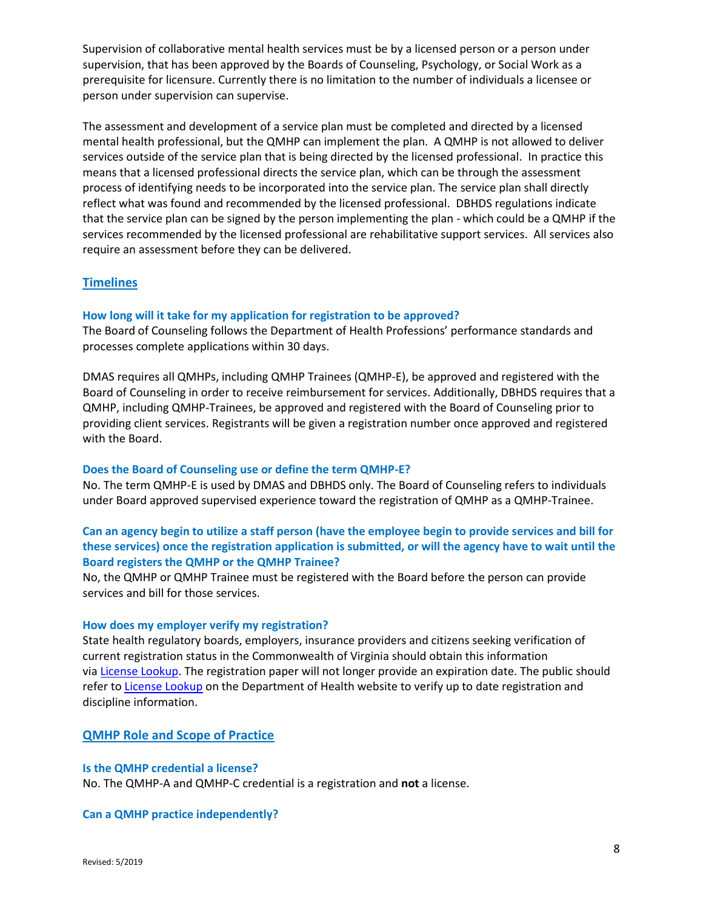Supervision of collaborative mental health services must be by a licensed person or a person under supervision, that has been approved by the Boards of Counseling, Psychology, or Social Work as a prerequisite for licensure. Currently there is no limitation to the number of individuals a licensee or person under supervision can supervise.

The assessment and development of a service plan must be completed and directed by a licensed mental health professional, but the QMHP can implement the plan. A QMHP is not allowed to deliver services outside of the service plan that is being directed by the licensed professional. In practice this means that a licensed professional directs the service plan, which can be through the assessment process of identifying needs to be incorporated into the service plan. The service plan shall directly reflect what was found and recommended by the licensed professional. DBHDS regulations indicate that the service plan can be signed by the person implementing the plan - which could be a QMHP if the services recommended by the licensed professional are rehabilitative support services. All services also require an assessment before they can be delivered.

## Timelines

### How long will it take for my application for registration to be approved?

The Board of Counseling follows the Department of Health Professions' performance standards and processes complete applications within 30 days.

DMAS requires all QMHPs, including QMHP Trainees (QMHP-E), be approved and registered with the Board of Counseling in order to receive reimbursement for services. Additionally, DBHDS requires that a QMHP, including QMHP-Trainees, be approved and registered with the Board of Counseling prior to providing client services. Registrants will be given a registration number once approved and registered with the Board.

### Does the Board of Counseling use or define the term QMHP-E?

No. The term QMHP-E is used by DMAS and DBHDS only. The Board of Counseling refers to individuals under Board approved supervised experience toward the registration of QMHP as a QMHP-Trainee.

### Can an agency begin to utilize a staff person (have the employee begin to provide services and bill for these services) once the registration application is submitted, or will the agency have to wait until the Board registers the QMHP or the QMHP Trainee?

No, the QMHP or QMHP Trainee must be registered with the Board before the person can provide services and bill for those services.

### How does my employer verify my registration?

State health regulatory boards, employers, insurance providers and citizens seeking verification of current registration status in the Commonwealth of Virginia should obtain this information via License Lookup. The registration paper will not longer provide an expiration date. The public should refer to License Lookup on the Department of Health website to verify up to date registration and discipline information.

## QMHP Role and Scope of Practice

### Is the QMHP credential a license?

No. The QMHP-A and QMHP-C credential is a registration and **not** a license.

### Can a QMHP practice independently?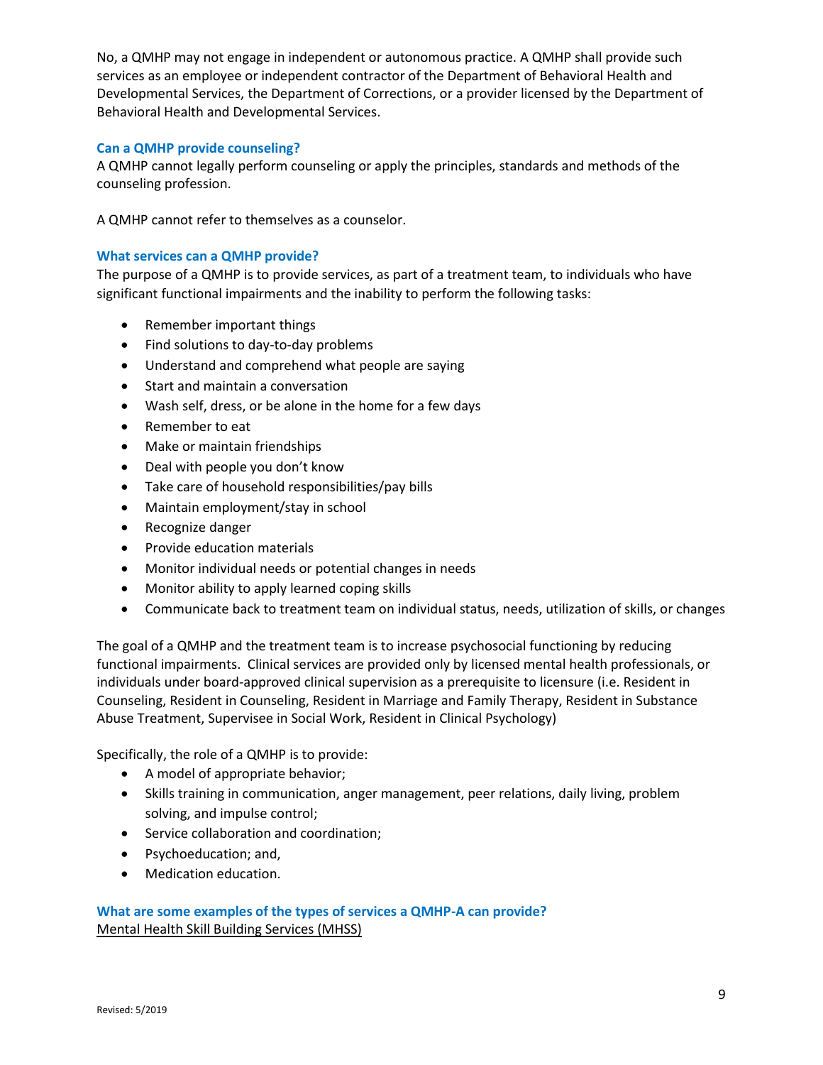No, a QMHP may not engage in independent or autonomous practice. A QMHP shall provide such services as an employee or independent contractor of the Department of Behavioral Health and Developmental Services, the Department of Corrections, or a provider licensed by the Department of Behavioral Health and Developmental Services.

### Can a QMHP provide counseling?

A QMHP cannot legally perform counseling or apply the principles, standards and methods of the counseling profession.

A QMHP cannot refer to themselves as a counselor.

### What services can a QMHP provide?

The purpose of a QMHP is to provide services, as part of a treatment team, to individuals who have significant functional impairments and the inability to perform the following tasks:

- Remember important things
- Find solutions to day-to-day problems
- Understand and comprehend what people are saying
- Start and maintain a conversation
- Wash self, dress, or be alone in the home for a few days
- Remember to eat
- Make or maintain friendships
- Deal with people you don't know
- Take care of household responsibilities/pay bills
- Maintain employment/stay in school
- Recognize danger
- Provide education materials
- Monitor individual needs or potential changes in needs
- Monitor ability to apply learned coping skills
- Communicate back to treatment team on individual status, needs, utilization of skills, or changes

The goal of a QMHP and the treatment team is to increase psychosocial functioning by reducing functional impairments. Clinical services are provided only by licensed mental health professionals, or individuals under board-approved clinical supervision as a prerequisite to licensure (i.e. Resident in Counseling, Resident in Counseling, Resident in Marriage and Family Therapy, Resident in Substance Abuse Treatment, Supervisee in Social Work, Resident in Clinical Psychology)

Specifically, the role of a QMHP is to provide:

- A model of appropriate behavior;
- Skills training in communication, anger management, peer relations, daily living, problem solving, and impulse control;
- Service collaboration and coordination;
- Psychoeducation; and,
- Medication education.

### What are some examples of the types of services a QMHP-A can provide?

<u>Mental Health Skill Building Services (MHSS)</u>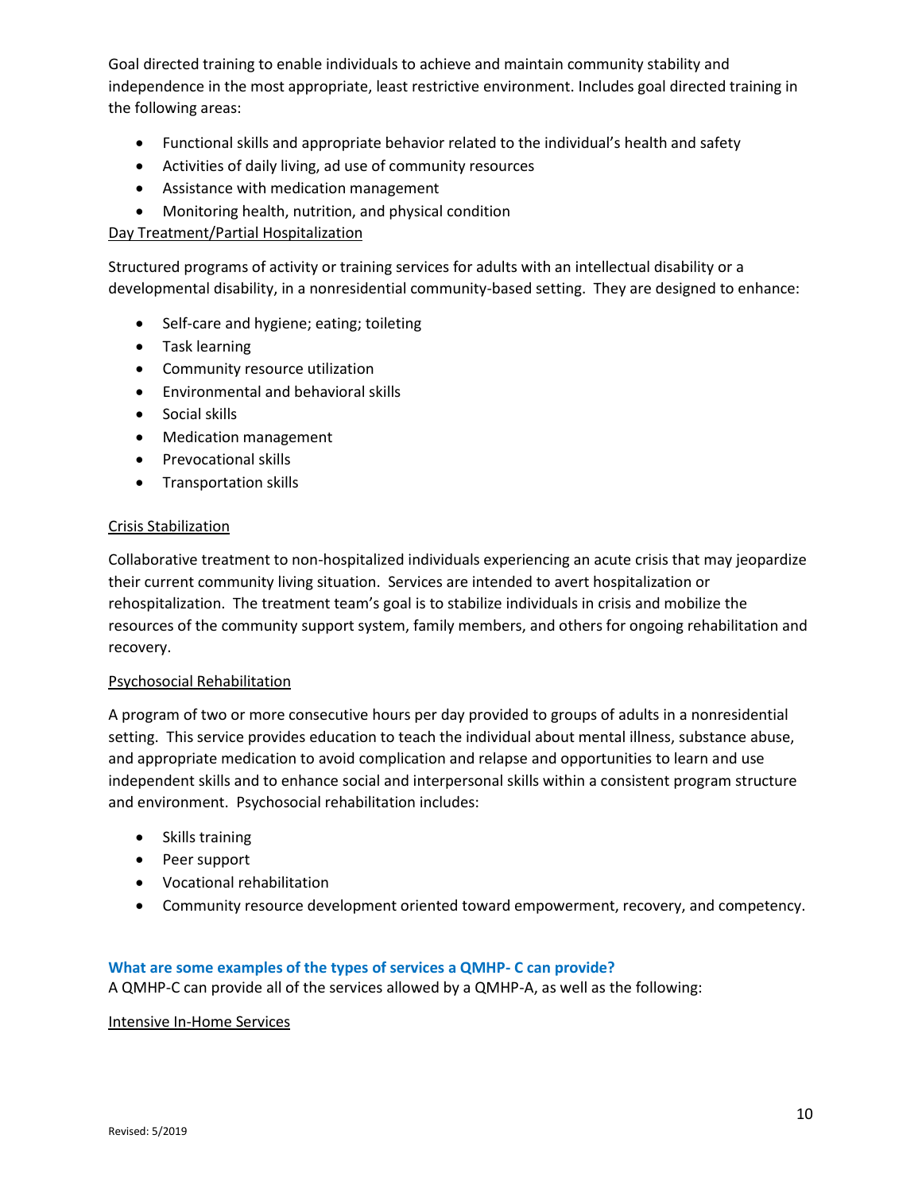Goal directed training to enable individuals to achieve and maintain community stability and independence in the most appropriate, least restrictive environment. Includes goal directed training in the following areas:

- Functional skills and appropriate behavior related to the individual's health and safety
- Activities of daily living, ad use of community resources
- Assistance with medication management
- Monitoring health, nutrition, and physical condition

Day Treatment/Partial Hospitalization

Structured programs of activity or training services for adults with an intellectual disability or a developmental disability, in a nonresidential community-based setting. They are designed to enhance:

- Self-care and hygiene; eating; toileting
- Task learning
- Community resource utilization
- Environmental and behavioral skills
- Social skills
- Medication management
- Prevocational skills
- Transportation skills

Crisis Stabilization

Collaborative treatment to non-hospitalized individuals experiencing an acute crisis that may jeopardize their current community living situation. Services are intended to avert hospitalization or rehospitalization. The treatment team's goal is to stabilize individuals in crisis and mobilize the resources of the community support system, family members, and others for ongoing rehabilitation and recovery.

Psychosocial Rehabilitation

A program of two or more consecutive hours per day provided to groups of adults in a nonresidential setting. This service provides education to teach the individual about mental illness, substance abuse, and appropriate medication to avoid complication and relapse and opportunities to learn and use independent skills and to enhance social and interpersonal skills within a consistent program structure and environment. Psychosocial rehabilitation includes:

- Skills training
- Peer support
- Vocational rehabilitation
- Community resource development oriented toward empowerment, recovery, and competency.

**What are some examples of the types of services a QMHP- C can provide?**

A QMHP-C can provide all of the services allowed by a QMHP-A, as well as the following:

Intensive In-Home Services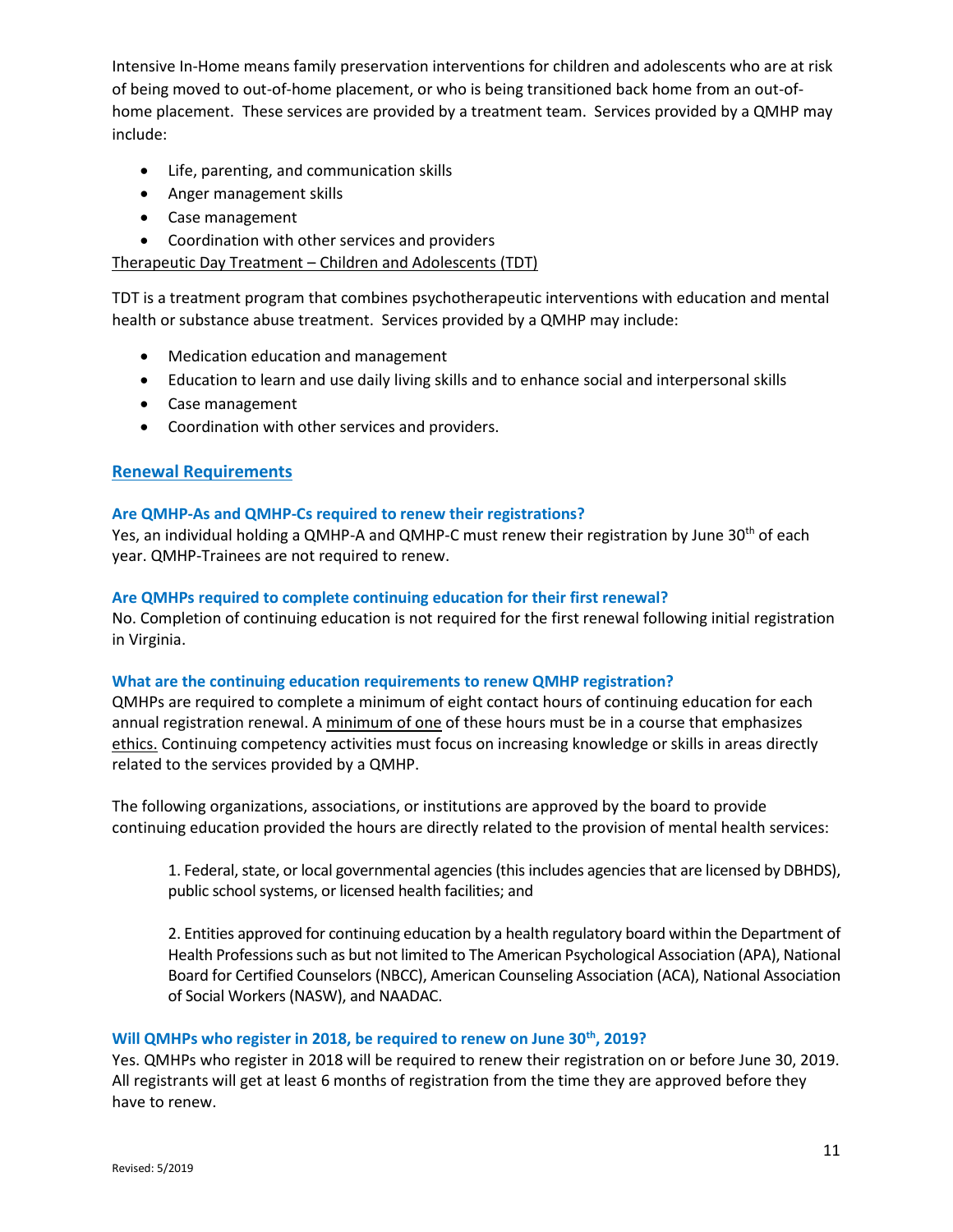Intensive In-Home means family preservation interventions for children and adolescents who are at risk of being moved to out-of-home placement, or who is being transitioned back home from an out-of-home placement. These services are provided by a treatment team. Services provided by a QMHP may include:

- Life, parenting, and communication skills
- Anger management skills
- Case management
- Coordination with other services and providers

Therapeutic Day Treatment – Children and Adolescents (TDT)

TDT is a treatment program that combines psychotherapeutic interventions with education and mental health or substance abuse treatment. Services provided by a QMHP may include:

- Medication education and management
- Education to learn and use daily living skills and to enhance social and interpersonal skills
- Case management
- Coordination with other services and providers.

## Renewal Requirements

### Are QMHP-As and QMHP-Cs required to renew their registrations?

Yes, an individual holding a QMHP-A and QMHP-C must renew their registration by June 30th of each year. QMHP-Trainees are not required to renew.

### Are QMHPs required to complete continuing education for their first renewal?

No. Completion of continuing education is not required for the first renewal following initial registration in Virginia.

### What are the continuing education requirements to renew QMHP registration?

QMHPs are required to complete a minimum of eight contact hours of continuing education for each annual registration renewal. A minimum of one of these hours must be in a course that emphasizes ethics. Continuing competency activities must focus on increasing knowledge or skills in areas directly related to the services provided by a QMHP.

The following organizations, associations, or institutions are approved by the board to provide continuing education provided the hours are directly related to the provision of mental health services:

1. Federal, state, or local governmental agencies (this includes agencies that are licensed by DBHDS), public school systems, or licensed health facilities; and

2. Entities approved for continuing education by a health regulatory board within the Department of Health Professions such as but not limited to The American Psychological Association (APA), National Board for Certified Counselors (NBCC), American Counseling Association (ACA), National Association of Social Workers (NASW), and NAADAC.

### Will QMHPs who register in 2018, be required to renew on June 30th, 2019?

Yes. QMHPs who register in 2018 will be required to renew their registration on or before June 30, 2019. All registrants will get at least 6 months of registration from the time they are approved before they have to renew.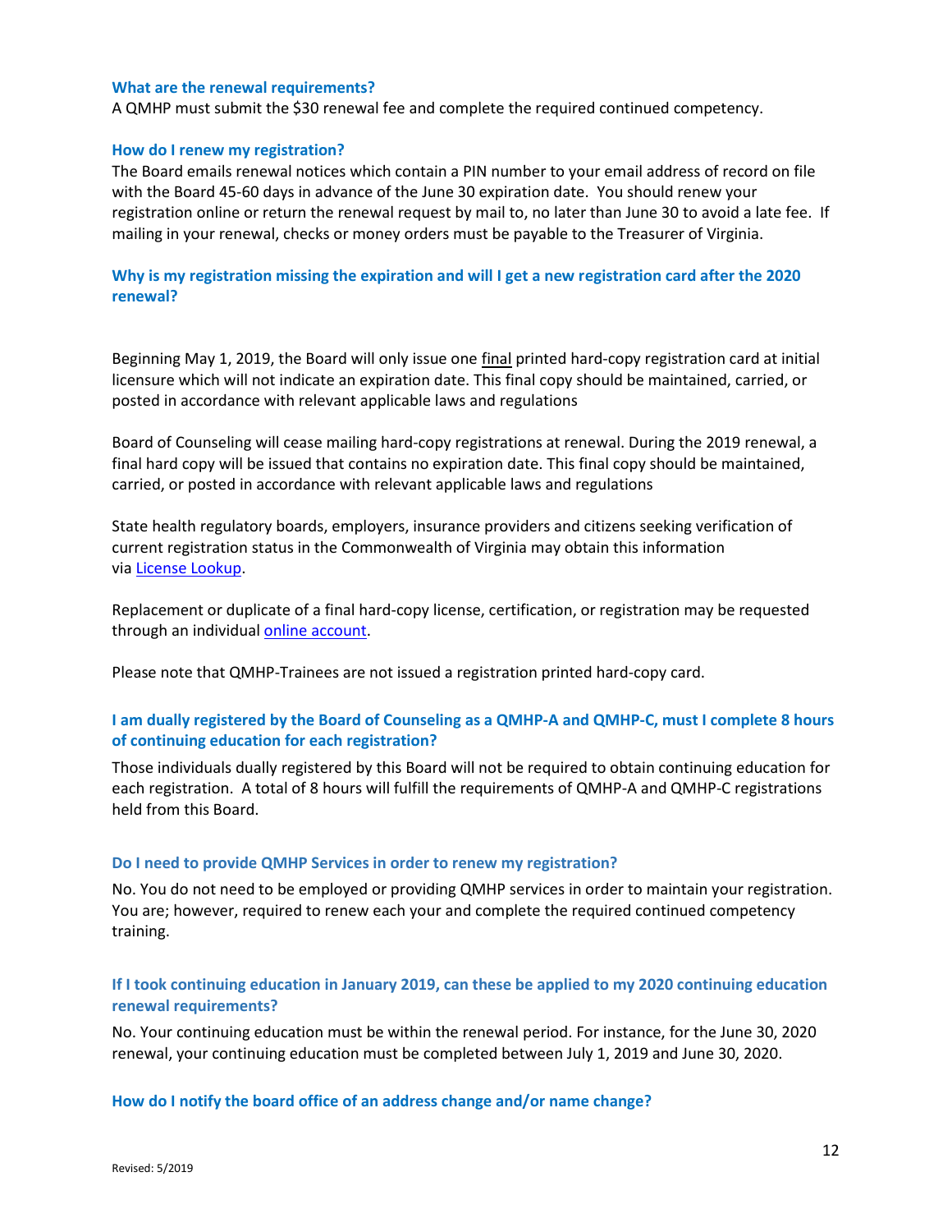### What are the renewal requirements?

A QMHP must submit the $30 renewal fee and complete the required continued competency.

### How do I renew my registration?

The Board emails renewal notices which contain a PIN number to your email address of record on file with the Board 45-60 days in advance of the June 30 expiration date. You should renew your registration online or return the renewal request by mail to, no later than June 30 to avoid a late fee. If mailing in your renewal, checks or money orders must be payable to the Treasurer of Virginia.

### Why is my registration missing the expiration and will I get a new registration card after the 2020 renewal?

Beginning May 1, 2019, the Board will only issue one final printed hard-copy registration card at initial licensure which will not indicate an expiration date. This final copy should be maintained, carried, or posted in accordance with relevant applicable laws and regulations

Board of Counseling will cease mailing hard-copy registrations at renewal. During the 2019 renewal, a final hard copy will be issued that contains no expiration date. This final copy should be maintained, carried, or posted in accordance with relevant applicable laws and regulations

State health regulatory boards, employers, insurance providers and citizens seeking verification of current registration status in the Commonwealth of Virginia may obtain this information via License Lookup.

Replacement or duplicate of a final hard-copy license, certification, or registration may be requested through an individual online account.

Please note that QMHP-Trainees are not issued a registration printed hard-copy card.

### I am dually registered by the Board of Counseling as a QMHP-A and QMHP-C, must I complete 8 hours of continuing education for each registration?

Those individuals dually registered by this Board will not be required to obtain continuing education for each registration. A total of 8 hours will fulfill the requirements of QMHP-A and QMHP-C registrations held from this Board.

### Do I need to provide QMHP Services in order to renew my registration?

No. You do not need to be employed or providing QMHP services in order to maintain your registration. You are; however, required to renew each your and complete the required continued competency training.

### If I took continuing education in January 2019, can these be applied to my 2020 continuing education renewal requirements?

No. Your continuing education must be within the renewal period. For instance, for the June 30, 2020 renewal, your continuing education must be completed between July 1, 2019 and June 30, 2020.

### How do I notify the board office of an address change and/or name change?

Revised: 5/2019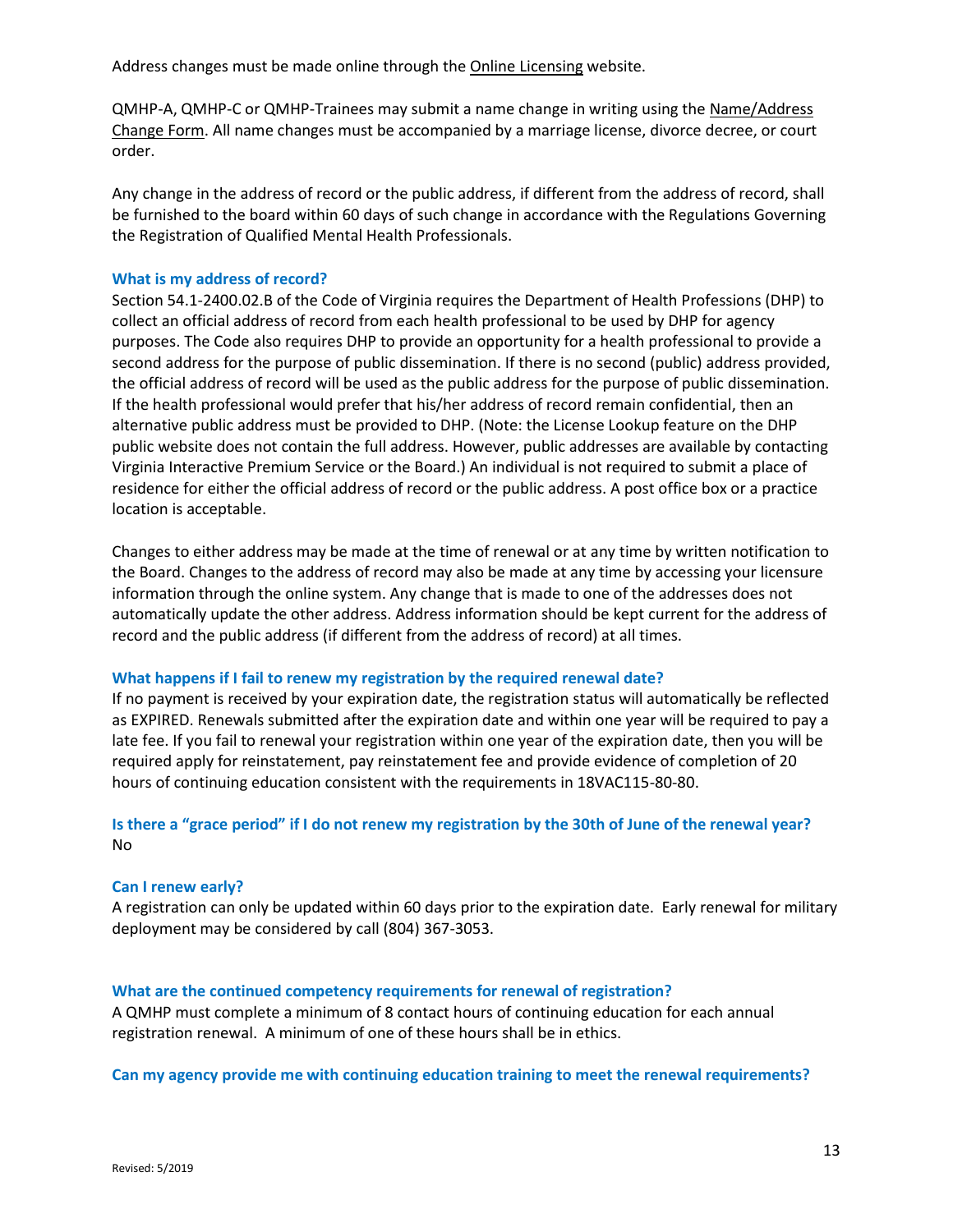Address changes must be made online through the Online Licensing website.

QMHP-A, QMHP-C or QMHP-Trainees may submit a name change in writing using the Name/Address Change Form. All name changes must be accompanied by a marriage license, divorce decree, or court order.

Any change in the address of record or the public address, if different from the address of record, shall be furnished to the board within 60 days of such change in accordance with the Regulations Governing the Registration of Qualified Mental Health Professionals.

### What is my address of record?

Section 54.1-2400.02.B of the Code of Virginia requires the Department of Health Professions (DHP) to collect an official address of record from each health professional to be used by DHP for agency purposes. The Code also requires DHP to provide an opportunity for a health professional to provide a second address for the purpose of public dissemination. If there is no second (public) address provided, the official address of record will be used as the public address for the purpose of public dissemination. If the health professional would prefer that his/her address of record remain confidential, then an alternative public address must be provided to DHP. (Note: the License Lookup feature on the DHP public website does not contain the full address. However, public addresses are available by contacting Virginia Interactive Premium Service or the Board.) An individual is not required to submit a place of residence for either the official address of record or the public address. A post office box or a practice location is acceptable.

Changes to either address may be made at the time of renewal or at any time by written notification to the Board. Changes to the address of record may also be made at any time by accessing your licensure information through the online system. Any change that is made to one of the addresses does not automatically update the other address. Address information should be kept current for the address of record and the public address (if different from the address of record) at all times.

### What happens if I fail to renew my registration by the required renewal date?

If no payment is received by your expiration date, the registration status will automatically be reflected as EXPIRED. Renewals submitted after the expiration date and within one year will be required to pay a late fee. If you fail to renewal your registration within one year of the expiration date, then you will be required apply for reinstatement, pay reinstatement fee and provide evidence of completion of 20 hours of continuing education consistent with the requirements in 18VAC115-80-80.

### Is there a "grace period" if I do not renew my registration by the 30th of June of the renewal year?

No

### Can I renew early?

A registration can only be updated within 60 days prior to the expiration date. Early renewal for military deployment may be considered by call (804) 367-3053.

### What are the continued competency requirements for renewal of registration?

A QMHP must complete a minimum of 8 contact hours of continuing education for each annual registration renewal. A minimum of one of these hours shall be in ethics.

### Can my agency provide me with continuing education training to meet the renewal requirements?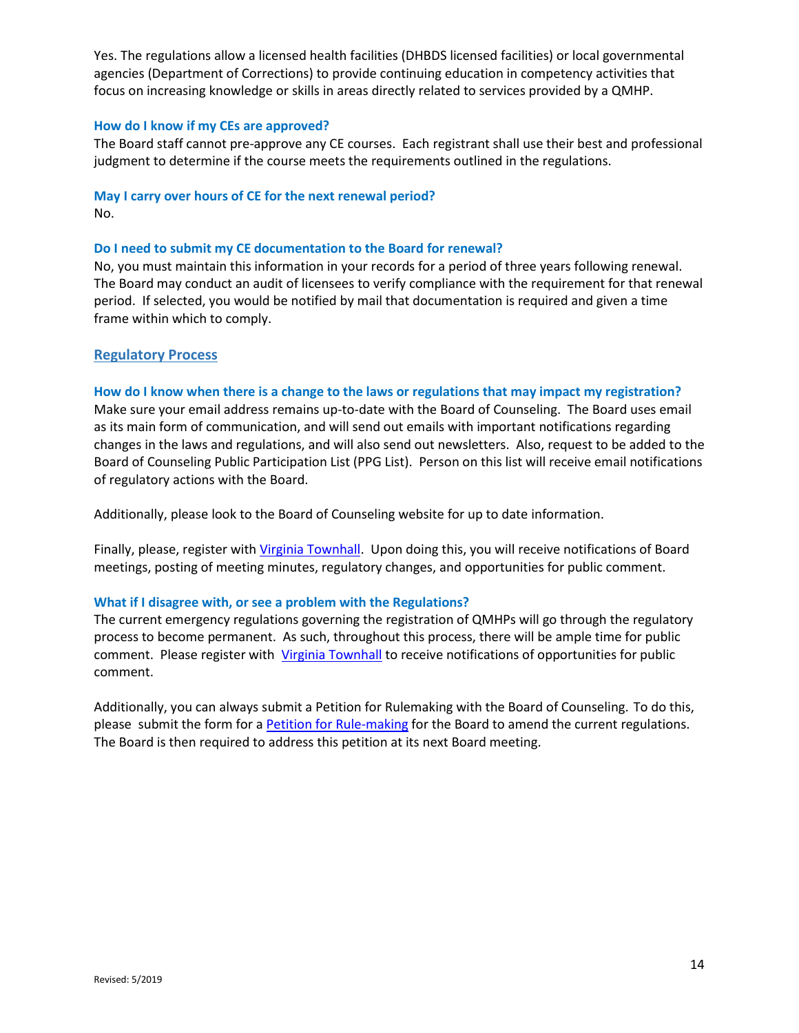Yes. The regulations allow a licensed health facilities (DHBDS licensed facilities) or local governmental agencies (Department of Corrections) to provide continuing education in competency activities that focus on increasing knowledge or skills in areas directly related to services provided by a QMHP.

### How do I know if my CEs are approved?

The Board staff cannot pre-approve any CE courses. Each registrant shall use their best and professional judgment to determine if the course meets the requirements outlined in the regulations.

### May I carry over hours of CE for the next renewal period?

No.

### Do I need to submit my CE documentation to the Board for renewal?

No, you must maintain this information in your records for a period of three years following renewal. The Board may conduct an audit of licensees to verify compliance with the requirement for that renewal period. If selected, you would be notified by mail that documentation is required and given a time frame within which to comply.

## Regulatory Process

### How do I know when there is a change to the laws or regulations that may impact my registration?

Make sure your email address remains up-to-date with the Board of Counseling. The Board uses email as its main form of communication, and will send out emails with important notifications regarding changes in the laws and regulations, and will also send out newsletters. Also, request to be added to the Board of Counseling Public Participation List (PPG List). Person on this list will receive email notifications of regulatory actions with the Board.

Additionally, please look to the Board of Counseling website for up to date information.

Finally, please, register with Virginia Townhall. Upon doing this, you will receive notifications of Board meetings, posting of meeting minutes, regulatory changes, and opportunities for public comment.

### What if I disagree with, or see a problem with the Regulations?

The current emergency regulations governing the registration of QMHPs will go through the regulatory process to become permanent. As such, throughout this process, there will be ample time for public comment. Please register with Virginia Townhall to receive notifications of opportunities for public comment.

Additionally, you can always submit a Petition for Rulemaking with the Board of Counseling. To do this, please submit the form for a Petition for Rule-making for the Board to amend the current regulations. The Board is then required to address this petition at its next Board meeting.

Revised: 5/2019